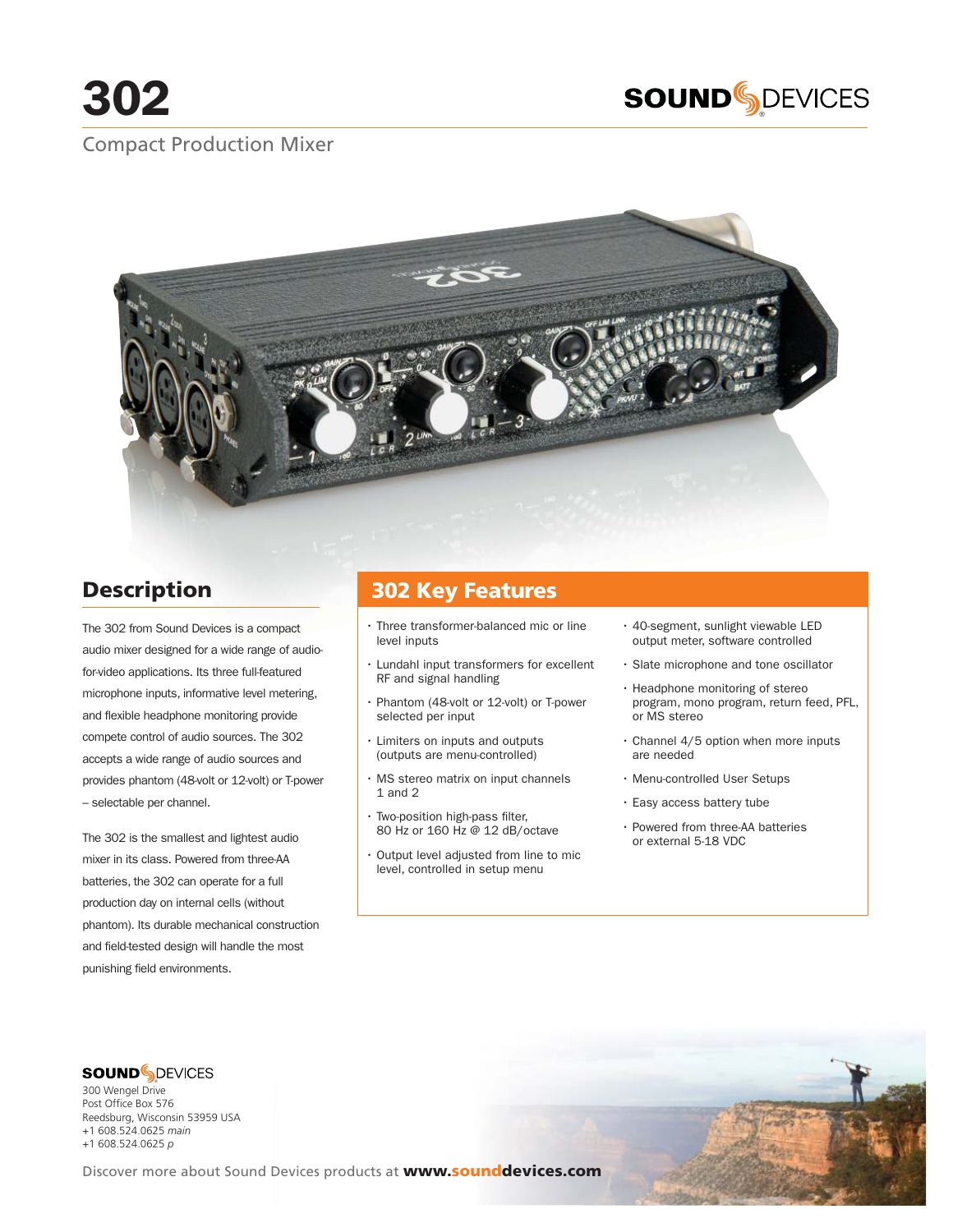# 302

SOUND DEVICES

Compact Production Mixer

## Description

The 302 from Sound Devices is a compact audio mixer designed for a wide range of audio-for-video applications. Its three full-featured microphone inputs, informative level metering, and flexible headphone monitoring provide compete control of audio sources. The 302 accepts a wide range of audio sources and provides phantom (48-volt or 12-volt) or T-power – selectable per channel.

The 302 is the smallest and lightest audio mixer in its class. Powered from three-AA batteries, the 302 can operate for a full production day on internal cells (without phantom). Its durable mechanical construction and field-tested design will handle the most punishing field environments.

## 302 Key Features

- Three transformer-balanced mic or line level inputs
- Lundahl input transformers for excellent RF and signal handling
- Phantom (48-volt or 12-volt) or T-power selected per input
- Limiters on inputs and outputs (outputs are menu-controlled)
- MS stereo matrix on input channels 1 and 2
- Two-position high-pass filter, 80 Hz or 160 Hz @ 12 dB/octave
- Output level adjusted from line to mic level, controlled in setup menu
- 40-segment, sunlight viewable LED output meter, software controlled
- Slate microphone and tone oscillator
- Headphone monitoring of stereo program, mono program, return feed, PFL, or MS stereo
- Channel 4/5 option when more inputs are needed
- Menu-controlled User Setups
- Easy access battery tube
- Powered from three-AA batteries or external 5-18 VDC

SOUND DEVICES
300 Wengel Drive
Post Office Box 576
Reedsburg, Wisconsin 53959 USA
+1 608.524.0625 *main*
+1 608.524.0625 *p*

Discover more about Sound Devices products at **www.sounddevices.com**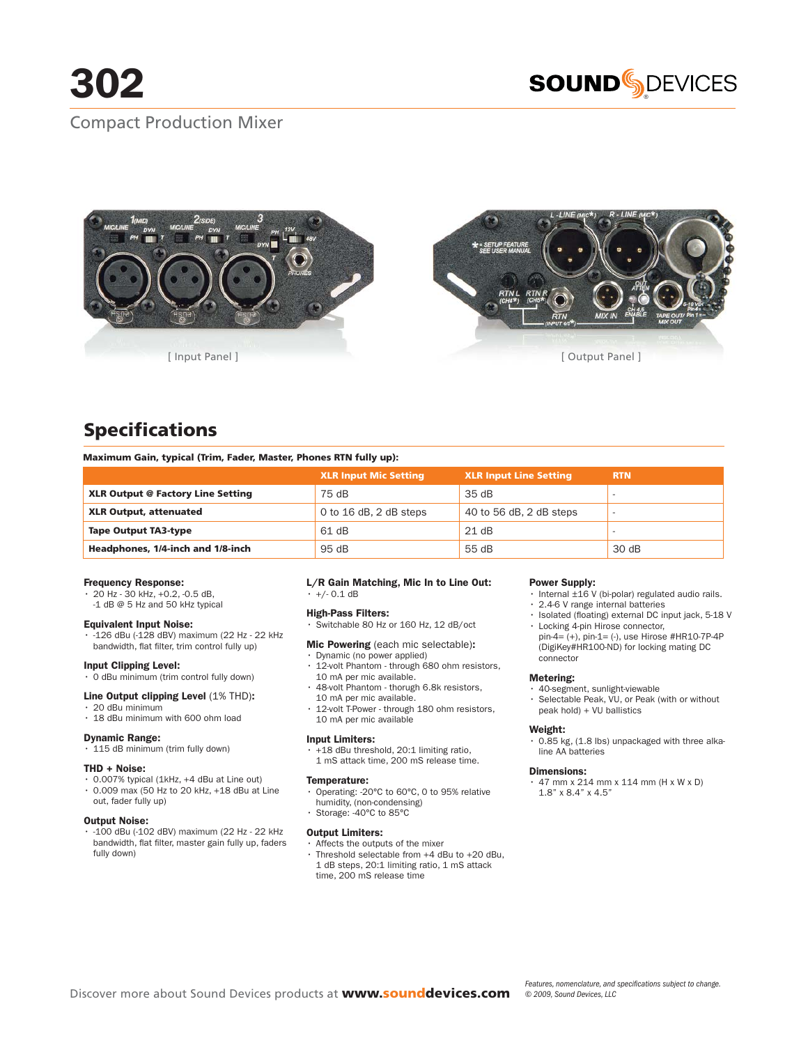# 302

Compact Production Mixer

[ Input Panel ]

[ Output Panel ]

## Specifications

**Maximum Gain, typical (Trim, Fader, Master, Phones RTN fully up):**

| | XLR Input Mic Setting | XLR Input Line Setting | RTN |
|---|---|---|---|
| **XLR Output @ Factory Line Setting** | 75 dB | 35 dB | - |
| **XLR Output, attenuated** | 0 to 16 dB, 2 dB steps | 40 to 56 dB, 2 dB steps | - |
| **Tape Output TA3-type** | 61 dB | 21 dB | - |
| **Headphones, 1/4-inch and 1/8-inch** | 95 dB | 55 dB | 30 dB |

**Frequency Response:**
- 20 Hz - 30 kHz, +0.2, -0.5 dB, -1 dB @ 5 Hz and 50 kHz typical

**Equivalent Input Noise:**
- -126 dBu (-128 dBV) maximum (22 Hz - 22 kHz bandwidth, flat filter, trim control fully up)

**Input Clipping Level:**
- 0 dBu minimum (trim control fully down)

**Line Output clipping Level** (1% THD)**:**
- 20 dBu minimum
- 18 dBu minimum with 600 ohm load

**Dynamic Range:**
- 115 dB minimum (trim fully down)

**THD + Noise:**
- 0.007% typical (1kHz, +4 dBu at Line out)
- 0.009 max (50 Hz to 20 kHz, +18 dBu at Line out, fader fully up)

**Output Noise:**
- -100 dBu (-102 dBV) maximum (22 Hz - 22 kHz bandwidth, flat filter, master gain fully up, faders fully down)

**L/R Gain Matching, Mic In to Line Out:**
- +/- 0.1 dB

**High-Pass Filters:**
- Switchable 80 Hz or 160 Hz, 12 dB/oct

**Mic Powering** (each mic selectable)**:**
- Dynamic (no power applied)
- 12-volt Phantom - through 680 ohm resistors, 10 mA per mic available.
- 48-volt Phantom - thorugh 6.8k resistors, 10 mA per mic available.
- 12-volt T-Power - through 180 ohm resistors, 10 mA per mic available

**Input Limiters:**
- +18 dBu threshold, 20:1 limiting ratio, 1 mS attack time, 200 mS release time.

**Temperature:**
- Operating: -20°C to 60°C, 0 to 95% relative humidity, (non-condensing)
- Storage: -40°C to 85°C

**Output Limiters:**
- Affects the outputs of the mixer
- Threshold selectable from +4 dBu to +20 dBu, 1 dB steps, 20:1 limiting ratio, 1 mS attack time, 200 mS release time

**Power Supply:**
- Internal ±16 V (bi-polar) regulated audio rails.
- 2.4-6 V range internal batteries
- Isolated (floating) external DC input jack, 5-18 V
- Locking 4-pin Hirose connector, pin-4= (+), pin-1= (-), use Hirose #HR10-7P-4P (DigiKey#HR100-ND) for locking mating DC connector

**Metering:**
- 40-segment, sunlight-viewable
- Selectable Peak, VU, or Peak (with or without peak hold) + VU ballistics

**Weight:**
- 0.85 kg, (1.8 lbs) unpackaged with three alkaline AA batteries

**Dimensions:**
- 47 mm x 214 mm x 114 mm (H x W x D) 1.8" x 8.4" x 4.5"

Discover more about Sound Devices products at **www.sounddevices.com**

*Features, nomenclature, and specifications subject to change.*
*© 2009, Sound Devices, LLC*